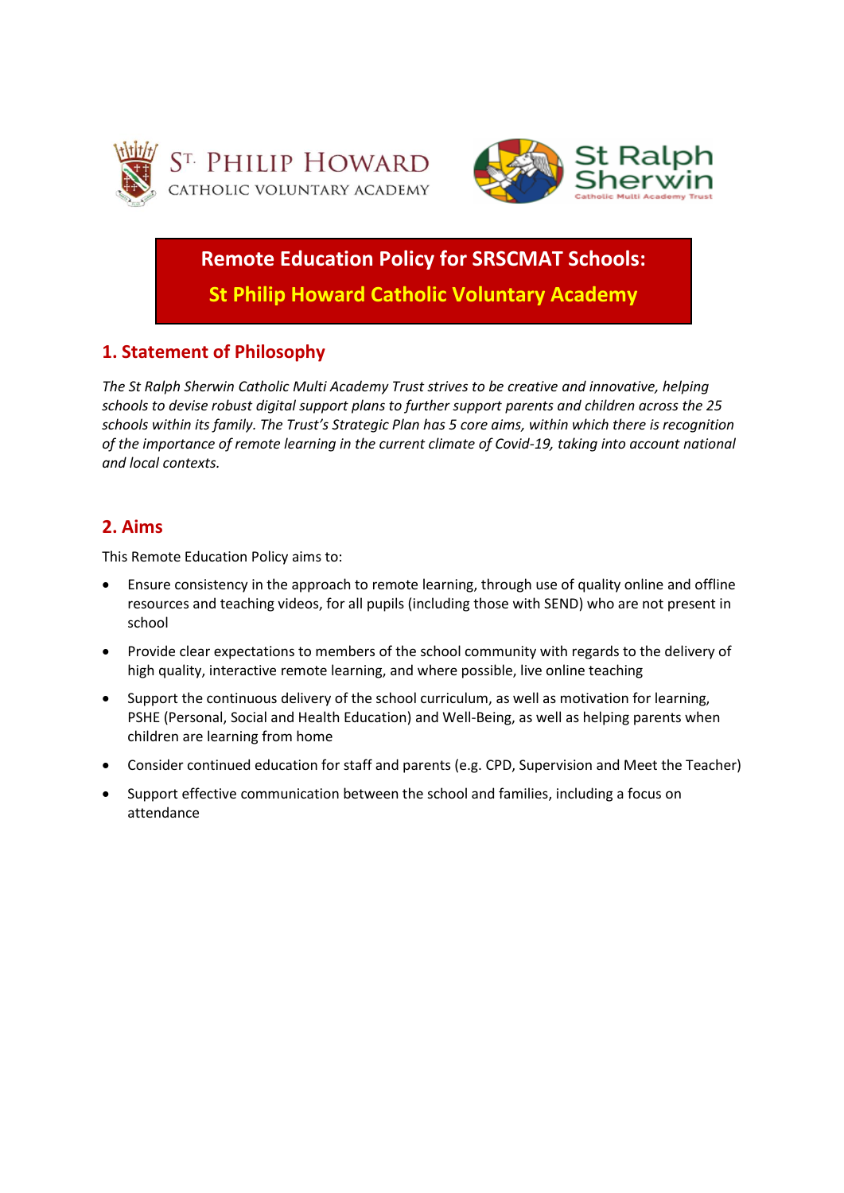# Remote Education Policy for SRSCMAT Schools: St Philip Howard Catholic Voluntary Academy

## 1. Statement of Philosophy

*The St Ralph Sherwin Catholic Multi Academy Trust strives to be creative and innovative, helping schools to devise robust digital support plans to further support parents and children across the 25 schools within its family. The Trust's Strategic Plan has 5 core aims, within which there is recognition of the importance of remote learning in the current climate of Covid-19, taking into account national and local contexts.*

## 2. Aims

This Remote Education Policy aims to:

- Ensure consistency in the approach to remote learning, through use of quality online and offline resources and teaching videos, for all pupils (including those with SEND) who are not present in school
- Provide clear expectations to members of the school community with regards to the delivery of high quality, interactive remote learning, and where possible, live online teaching
- Support the continuous delivery of the school curriculum, as well as motivation for learning, PSHE (Personal, Social and Health Education) and Well-Being, as well as helping parents when children are learning from home
- Consider continued education for staff and parents (e.g. CPD, Supervision and Meet the Teacher)
- Support effective communication between the school and families, including a focus on attendance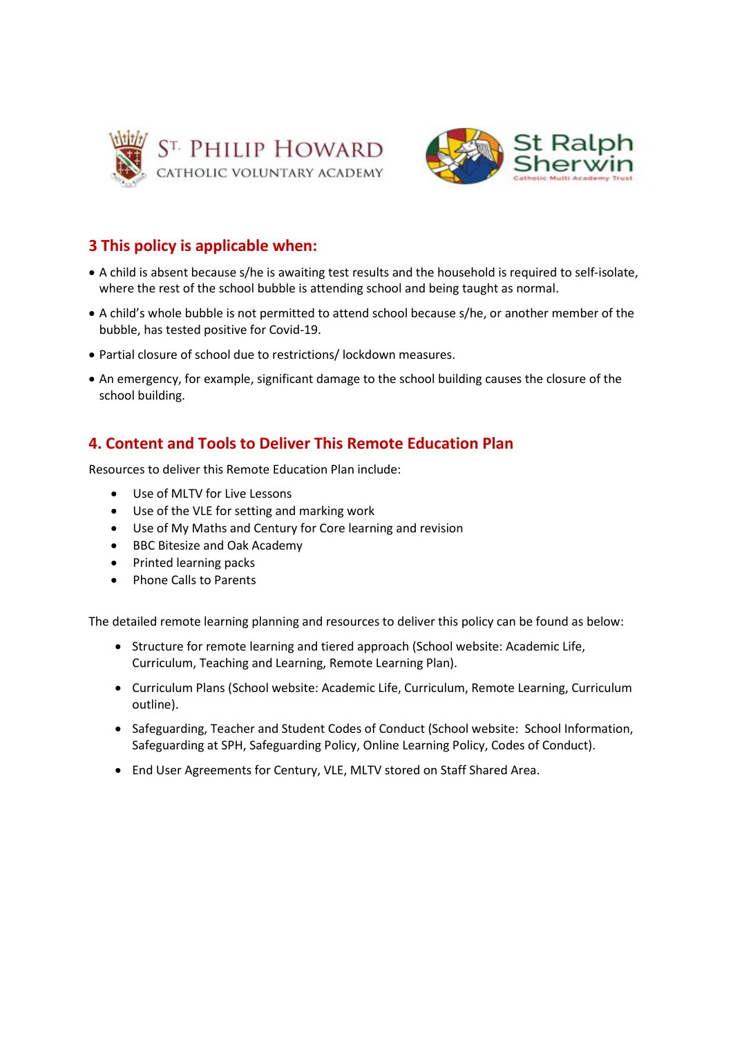## 3 This policy is applicable when:

- A child is absent because s/he is awaiting test results and the household is required to self-isolate, where the rest of the school bubble is attending school and being taught as normal.
- A child's whole bubble is not permitted to attend school because s/he, or another member of the bubble, has tested positive for Covid-19.
- Partial closure of school due to restrictions/ lockdown measures.
- An emergency, for example, significant damage to the school building causes the closure of the school building.

## 4. Content and Tools to Deliver This Remote Education Plan

Resources to deliver this Remote Education Plan include:

- Use of MLTV for Live Lessons
- Use of the VLE for setting and marking work
- Use of My Maths and Century for Core learning and revision
- BBC Bitesize and Oak Academy
- Printed learning packs
- Phone Calls to Parents

The detailed remote learning planning and resources to deliver this policy can be found as below:

- Structure for remote learning and tiered approach (School website: Academic Life, Curriculum, Teaching and Learning, Remote Learning Plan).
- Curriculum Plans (School website: Academic Life, Curriculum, Remote Learning, Curriculum outline).
- Safeguarding, Teacher and Student Codes of Conduct (School website: School Information, Safeguarding at SPH, Safeguarding Policy, Online Learning Policy, Codes of Conduct).
- End User Agreements for Century, VLE, MLTV stored on Staff Shared Area.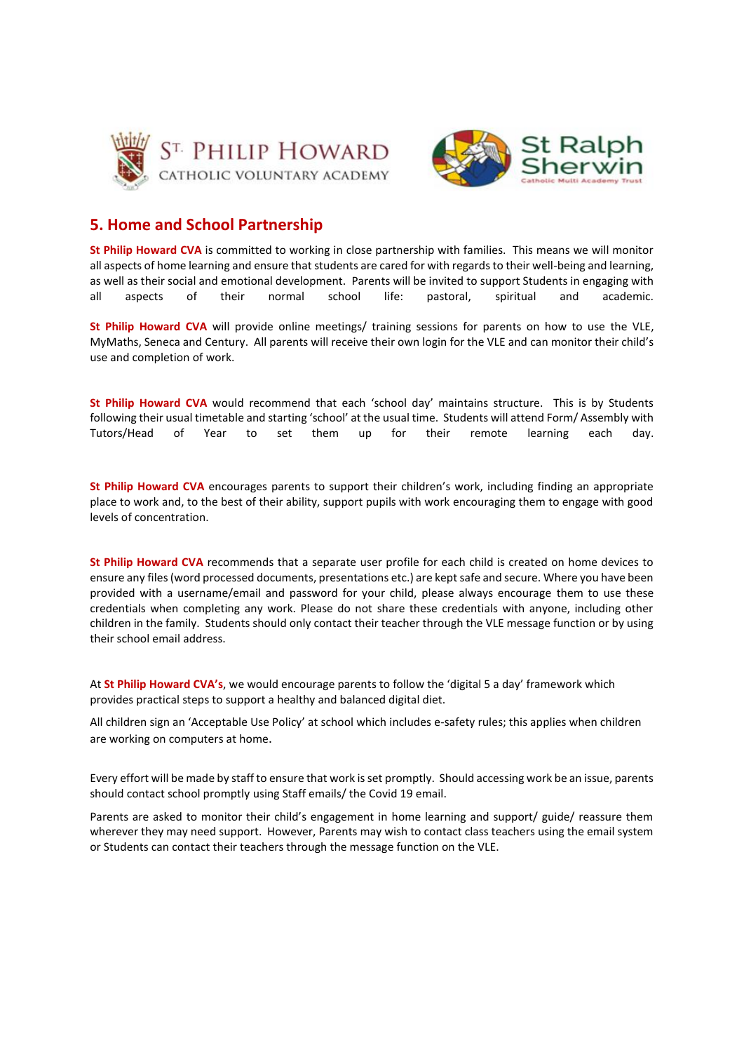## 5. Home and School Partnership

**St Philip Howard CVA** is committed to working in close partnership with families. This means we will monitor all aspects of home learning and ensure that students are cared for with regards to their well-being and learning, as well as their social and emotional development. Parents will be invited to support Students in engaging with all aspects of their normal school life: pastoral, spiritual and academic.

**St Philip Howard CVA** will provide online meetings/ training sessions for parents on how to use the VLE, MyMaths, Seneca and Century. All parents will receive their own login for the VLE and can monitor their child's use and completion of work.

**St Philip Howard CVA** would recommend that each 'school day' maintains structure. This is by Students following their usual timetable and starting 'school' at the usual time. Students will attend Form/ Assembly with Tutors/Head of Year to set them up for their remote learning each day.

**St Philip Howard CVA** encourages parents to support their children's work, including finding an appropriate place to work and, to the best of their ability, support pupils with work encouraging them to engage with good levels of concentration.

**St Philip Howard CVA** recommends that a separate user profile for each child is created on home devices to ensure any files (word processed documents, presentations etc.) are kept safe and secure. Where you have been provided with a username/email and password for your child, please always encourage them to use these credentials when completing any work. Please do not share these credentials with anyone, including other children in the family. Students should only contact their teacher through the VLE message function or by using their school email address.

At **St Philip Howard CVA's**, we would encourage parents to follow the 'digital 5 a day' framework which provides practical steps to support a healthy and balanced digital diet.

All children sign an 'Acceptable Use Policy' at school which includes e-safety rules; this applies when children are working on computers at home.

Every effort will be made by staff to ensure that work is set promptly. Should accessing work be an issue, parents should contact school promptly using Staff emails/ the Covid 19 email.

Parents are asked to monitor their child's engagement in home learning and support/ guide/ reassure them wherever they may need support. However, Parents may wish to contact class teachers using the email system or Students can contact their teachers through the message function on the VLE.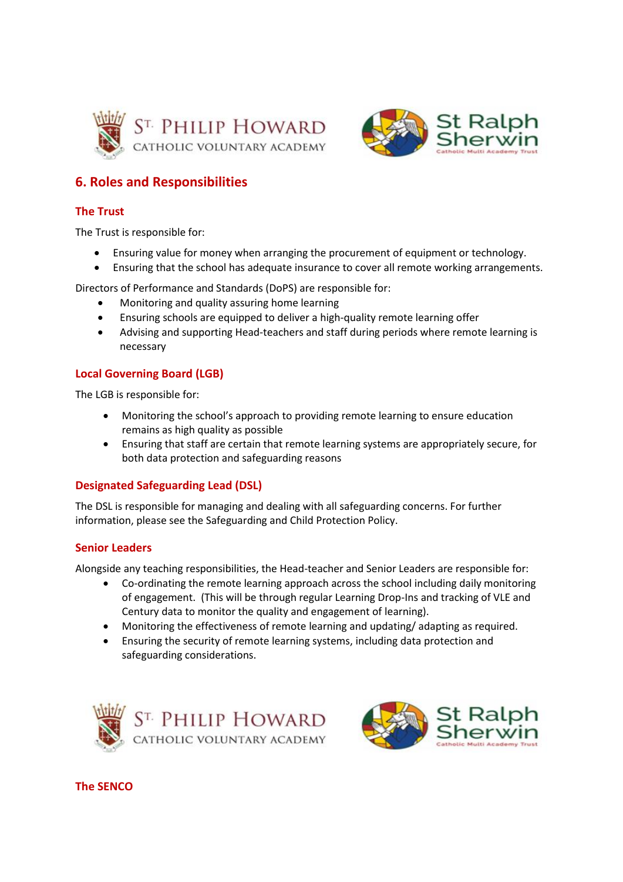## 6. Roles and Responsibilities

### The Trust

The Trust is responsible for:

- Ensuring value for money when arranging the procurement of equipment or technology.
- Ensuring that the school has adequate insurance to cover all remote working arrangements.

Directors of Performance and Standards (DoPS) are responsible for:

- Monitoring and quality assuring home learning
- Ensuring schools are equipped to deliver a high-quality remote learning offer
- Advising and supporting Head-teachers and staff during periods where remote learning is necessary

### Local Governing Board (LGB)

The LGB is responsible for:

- Monitoring the school's approach to providing remote learning to ensure education remains as high quality as possible
- Ensuring that staff are certain that remote learning systems are appropriately secure, for both data protection and safeguarding reasons

### Designated Safeguarding Lead (DSL)

The DSL is responsible for managing and dealing with all safeguarding concerns. For further information, please see the Safeguarding and Child Protection Policy.

### Senior Leaders

Alongside any teaching responsibilities, the Head-teacher and Senior Leaders are responsible for:

- Co-ordinating the remote learning approach across the school including daily monitoring of engagement. (This will be through regular Learning Drop-Ins and tracking of VLE and Century data to monitor the quality and engagement of learning).
- Monitoring the effectiveness of remote learning and updating/ adapting as required.
- Ensuring the security of remote learning systems, including data protection and safeguarding considerations.

### The SENCO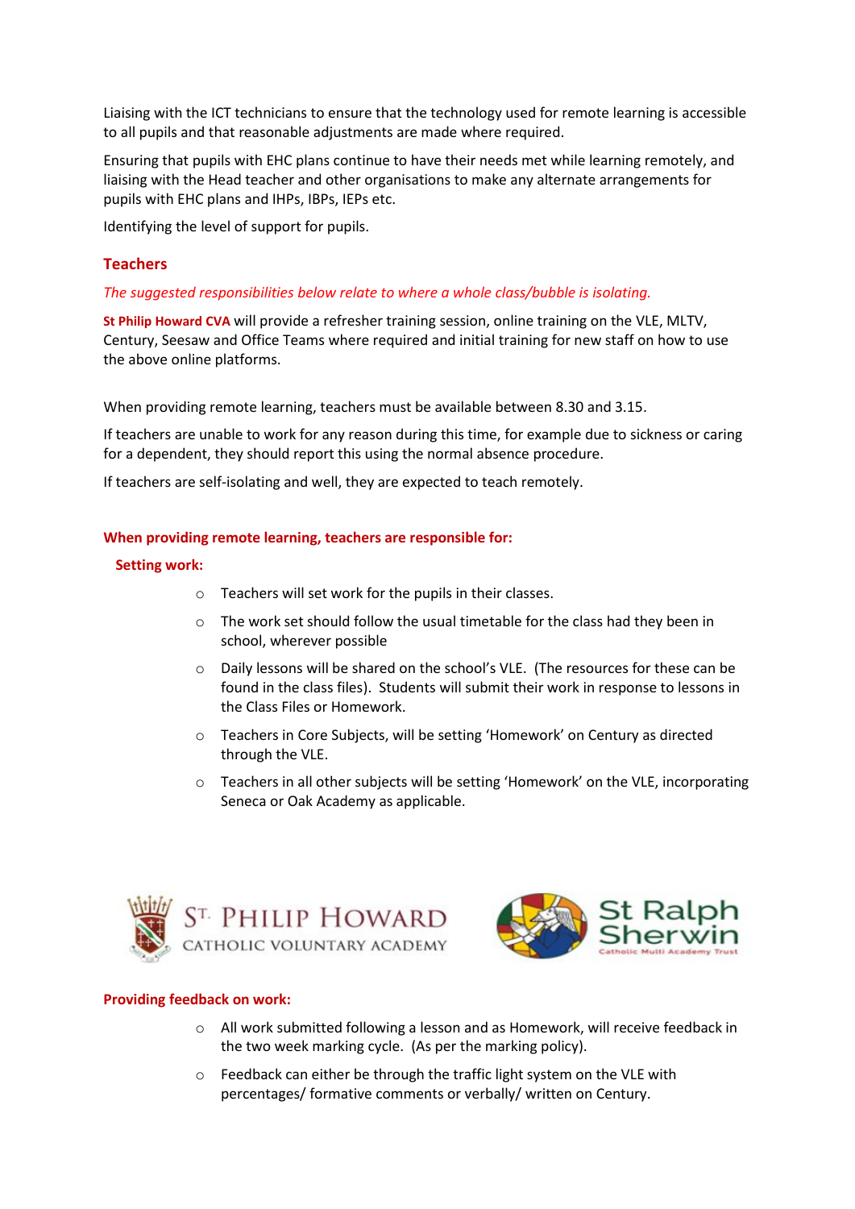Liaising with the ICT technicians to ensure that the technology used for remote learning is accessible to all pupils and that reasonable adjustments are made where required.

Ensuring that pupils with EHC plans continue to have their needs met while learning remotely, and liaising with the Head teacher and other organisations to make any alternate arrangements for pupils with EHC plans and IHPs, IBPs, IEPs etc.

Identifying the level of support for pupils.

## Teachers

*The suggested responsibilities below relate to where a whole class/bubble is isolating.*

**St Philip Howard CVA** will provide a refresher training session, online training on the VLE, MLTV, Century, Seesaw and Office Teams where required and initial training for new staff on how to use the above online platforms.

When providing remote learning, teachers must be available between 8.30 and 3.15.

If teachers are unable to work for any reason during this time, for example due to sickness or caring for a dependent, they should report this using the normal absence procedure.

If teachers are self-isolating and well, they are expected to teach remotely.

**When providing remote learning, teachers are responsible for:**

**Setting work:**

- Teachers will set work for the pupils in their classes.
- The work set should follow the usual timetable for the class had they been in school, wherever possible
- Daily lessons will be shared on the school's VLE. (The resources for these can be found in the class files). Students will submit their work in response to lessons in the Class Files or Homework.
- Teachers in Core Subjects, will be setting 'Homework' on Century as directed through the VLE.
- Teachers in all other subjects will be setting 'Homework' on the VLE, incorporating Seneca or Oak Academy as applicable.

**Providing feedback on work:**

- All work submitted following a lesson and as Homework, will receive feedback in the two week marking cycle. (As per the marking policy).
- Feedback can either be through the traffic light system on the VLE with percentages/ formative comments or verbally/ written on Century.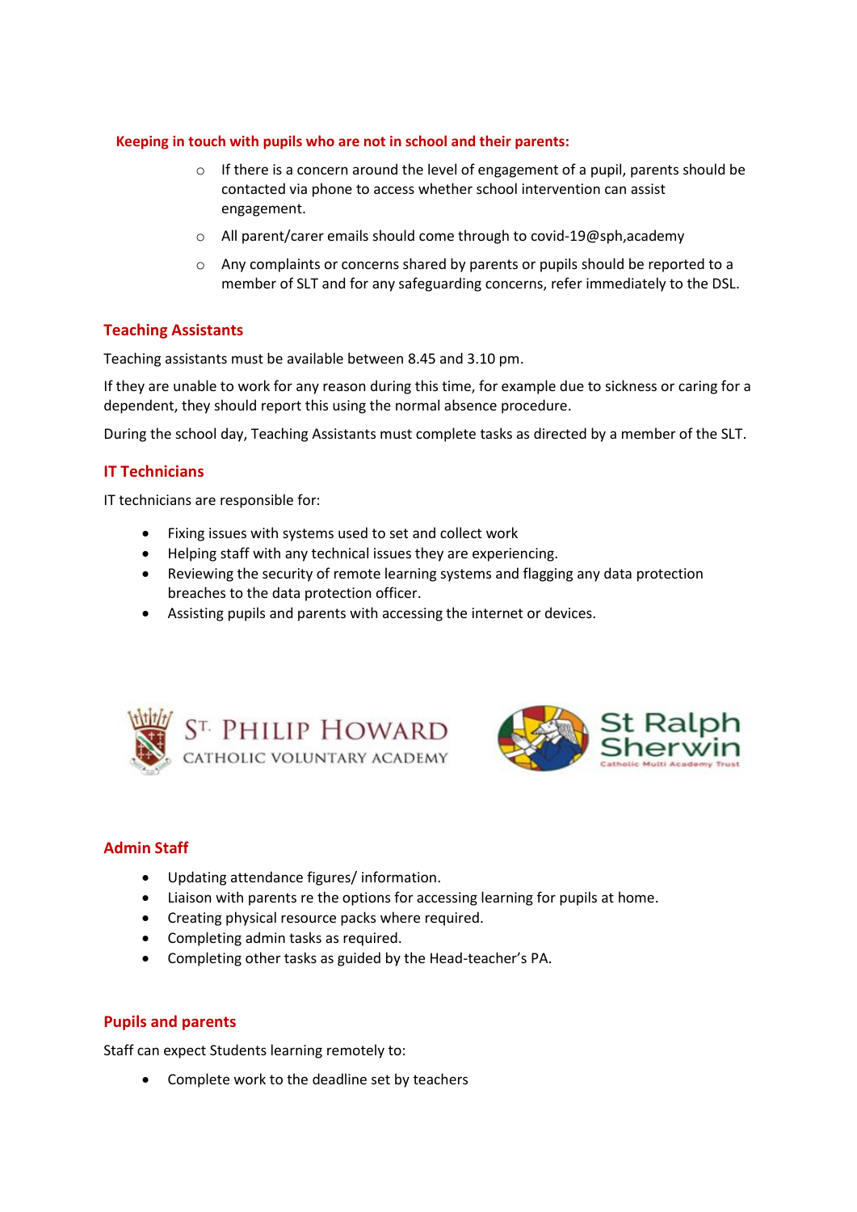**Keeping in touch with pupils who are not in school and their parents:**

- If there is a concern around the level of engagement of a pupil, parents should be contacted via phone to access whether school intervention can assist engagement.
- All parent/carer emails should come through to covid-19@sph,academy
- Any complaints or concerns shared by parents or pupils should be reported to a member of SLT and for any safeguarding concerns, refer immediately to the DSL.

## Teaching Assistants

Teaching assistants must be available between 8.45 and 3.10 pm.

If they are unable to work for any reason during this time, for example due to sickness or caring for a dependent, they should report this using the normal absence procedure.

During the school day, Teaching Assistants must complete tasks as directed by a member of the SLT.

## IT Technicians

IT technicians are responsible for:

- Fixing issues with systems used to set and collect work
- Helping staff with any technical issues they are experiencing.
- Reviewing the security of remote learning systems and flagging any data protection breaches to the data protection officer.
- Assisting pupils and parents with accessing the internet or devices.

## Admin Staff

- Updating attendance figures/ information.
- Liaison with parents re the options for accessing learning for pupils at home.
- Creating physical resource packs where required.
- Completing admin tasks as required.
- Completing other tasks as guided by the Head-teacher's PA.

## Pupils and parents

Staff can expect Students learning remotely to:

- Complete work to the deadline set by teachers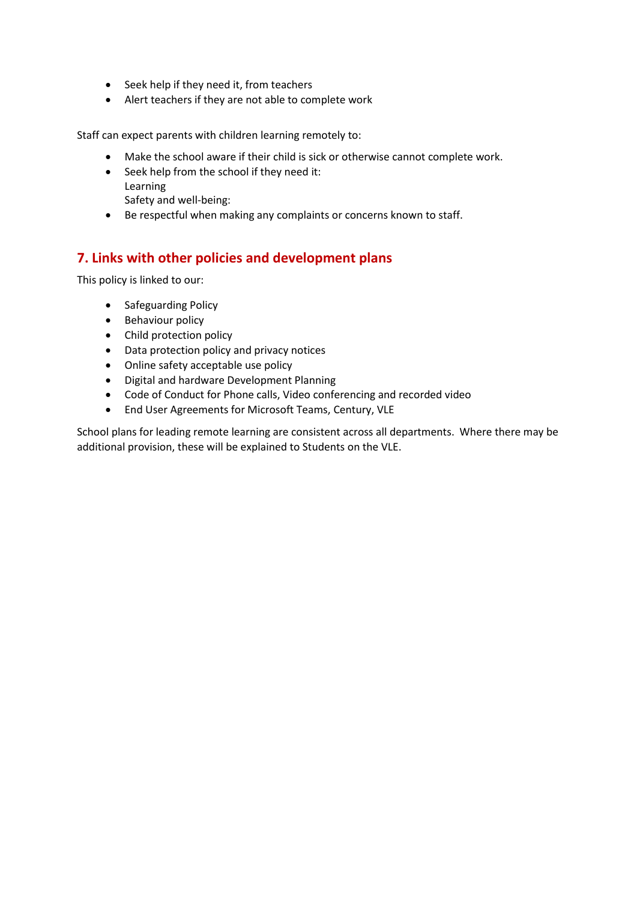- Seek help if they need it, from teachers
- Alert teachers if they are not able to complete work

Staff can expect parents with children learning remotely to:

- Make the school aware if their child is sick or otherwise cannot complete work.
- Seek help from the school if they need it:
  Learning
  Safety and well-being:
- Be respectful when making any complaints or concerns known to staff.

## 7. Links with other policies and development plans

This policy is linked to our:

- Safeguarding Policy
- Behaviour policy
- Child protection policy
- Data protection policy and privacy notices
- Online safety acceptable use policy
- Digital and hardware Development Planning
- Code of Conduct for Phone calls, Video conferencing and recorded video
- End User Agreements for Microsoft Teams, Century, VLE

School plans for leading remote learning are consistent across all departments. Where there may be additional provision, these will be explained to Students on the VLE.